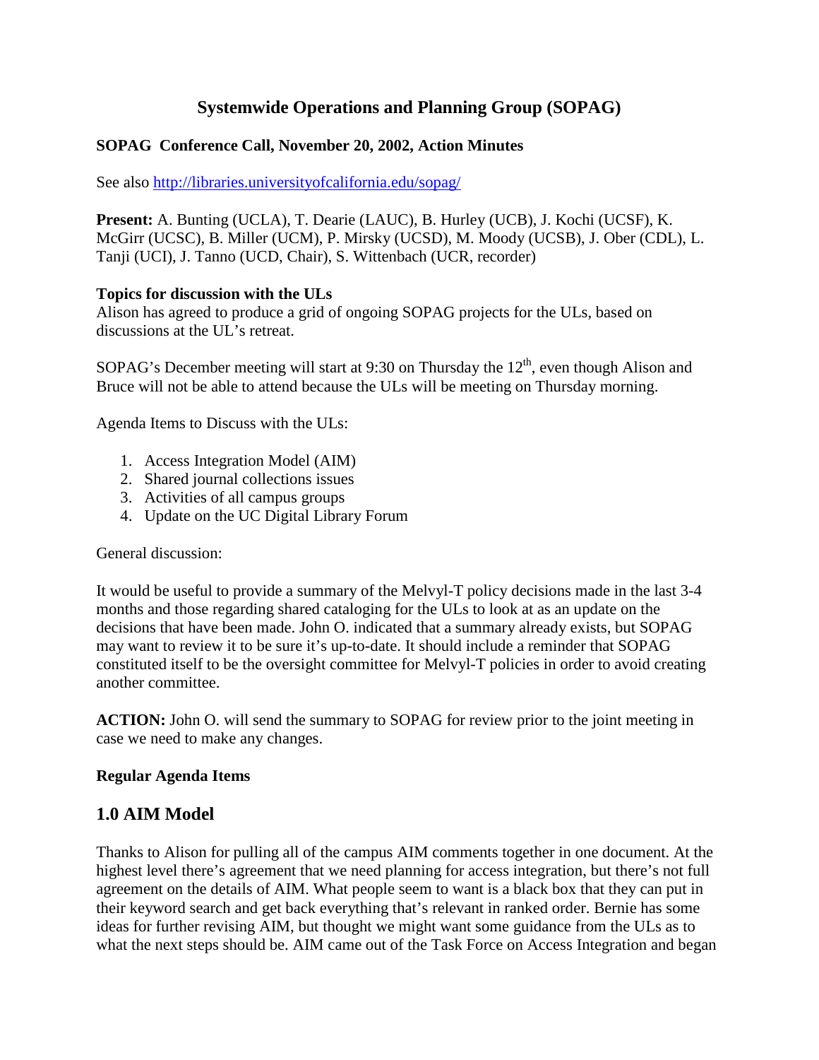# Systemwide Operations and Planning Group (SOPAG)

**SOPAG Conference Call, November 20, 2002, Action Minutes**

See also http://libraries.universityofcalifornia.edu/sopag/

**Present:** A. Bunting (UCLA), T. Dearie (LAUC), B. Hurley (UCB), J. Kochi (UCSF), K. McGirr (UCSC), B. Miller (UCM), P. Mirsky (UCSD), M. Moody (UCSB), J. Ober (CDL), L. Tanji (UCI), J. Tanno (UCD, Chair), S. Wittenbach (UCR, recorder)

**Topics for discussion with the ULs**

Alison has agreed to produce a grid of ongoing SOPAG projects for the ULs, based on discussions at the UL's retreat.

SOPAG's December meeting will start at 9:30 on Thursday the 12th, even though Alison and Bruce will not be able to attend because the ULs will be meeting on Thursday morning.

Agenda Items to Discuss with the ULs:

1. Access Integration Model (AIM)
2. Shared journal collections issues
3. Activities of all campus groups
4. Update on the UC Digital Library Forum

General discussion:

It would be useful to provide a summary of the Melvyl-T policy decisions made in the last 3-4 months and those regarding shared cataloging for the ULs to look at as an update on the decisions that have been made. John O. indicated that a summary already exists, but SOPAG may want to review it to be sure it's up-to-date. It should include a reminder that SOPAG constituted itself to be the oversight committee for Melvyl-T policies in order to avoid creating another committee.

**ACTION:** John O. will send the summary to SOPAG for review prior to the joint meeting in case we need to make any changes.

**Regular Agenda Items**

## 1.0 AIM Model

Thanks to Alison for pulling all of the campus AIM comments together in one document. At the highest level there's agreement that we need planning for access integration, but there's not full agreement on the details of AIM. What people seem to want is a black box that they can put in their keyword search and get back everything that's relevant in ranked order. Bernie has some ideas for further revising AIM, but thought we might want some guidance from the ULs as to what the next steps should be. AIM came out of the Task Force on Access Integration and began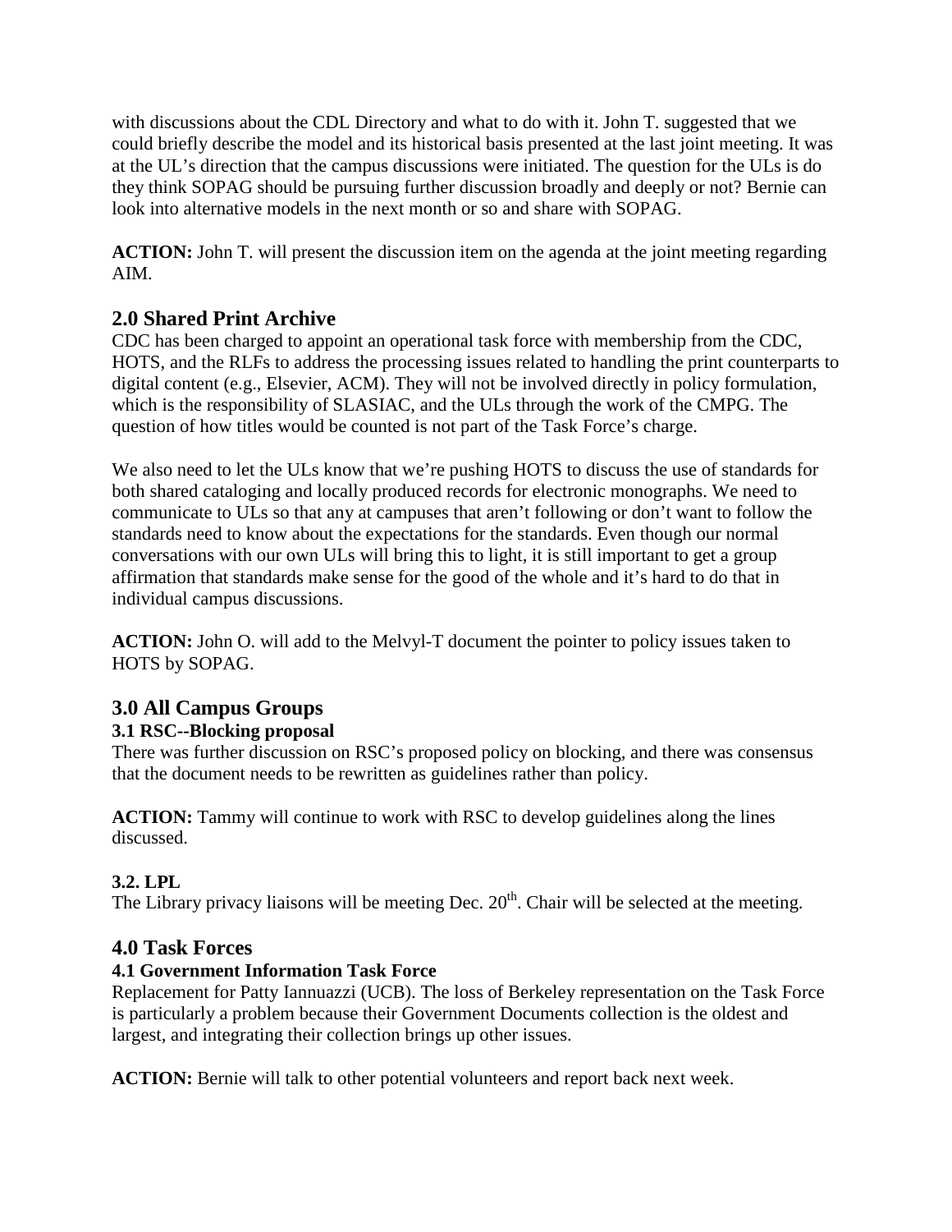with discussions about the CDL Directory and what to do with it. John T. suggested that we could briefly describe the model and its historical basis presented at the last joint meeting. It was at the UL's direction that the campus discussions were initiated. The question for the ULs is do they think SOPAG should be pursuing further discussion broadly and deeply or not? Bernie can look into alternative models in the next month or so and share with SOPAG.

**ACTION:** John T. will present the discussion item on the agenda at the joint meeting regarding AIM.

## 2.0 Shared Print Archive

CDC has been charged to appoint an operational task force with membership from the CDC, HOTS, and the RLFs to address the processing issues related to handling the print counterparts to digital content (e.g., Elsevier, ACM). They will not be involved directly in policy formulation, which is the responsibility of SLASIAC, and the ULs through the work of the CMPG. The question of how titles would be counted is not part of the Task Force's charge.

We also need to let the ULs know that we're pushing HOTS to discuss the use of standards for both shared cataloging and locally produced records for electronic monographs. We need to communicate to ULs so that any at campuses that aren't following or don't want to follow the standards need to know about the expectations for the standards. Even though our normal conversations with our own ULs will bring this to light, it is still important to get a group affirmation that standards make sense for the good of the whole and it's hard to do that in individual campus discussions.

**ACTION:** John O. will add to the Melvyl-T document the pointer to policy issues taken to HOTS by SOPAG.

## 3.0 All Campus Groups

### 3.1 RSC--Blocking proposal

There was further discussion on RSC's proposed policy on blocking, and there was consensus that the document needs to be rewritten as guidelines rather than policy.

**ACTION:** Tammy will continue to work with RSC to develop guidelines along the lines discussed.

### 3.2. LPL

The Library privacy liaisons will be meeting Dec. 20th. Chair will be selected at the meeting.

## 4.0 Task Forces

### 4.1 Government Information Task Force

Replacement for Patty Iannuazzi (UCB). The loss of Berkeley representation on the Task Force is particularly a problem because their Government Documents collection is the oldest and largest, and integrating their collection brings up other issues.

**ACTION:** Bernie will talk to other potential volunteers and report back next week.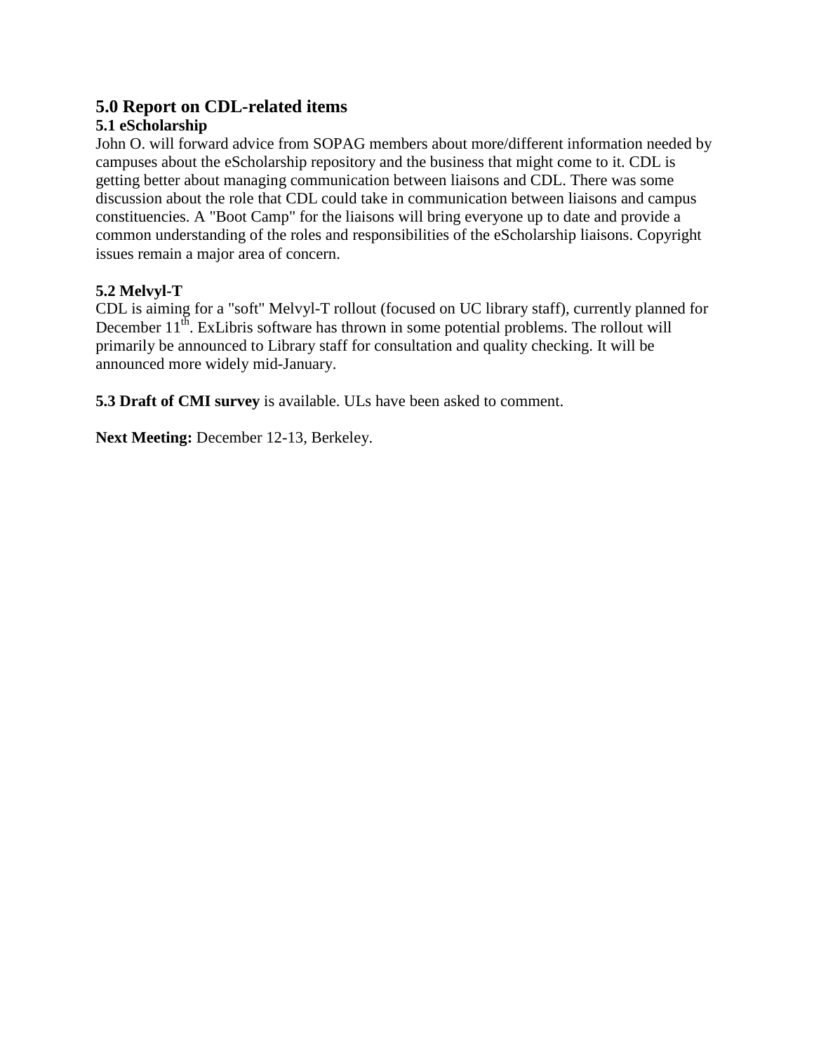## 5.0 Report on CDL-related items

### 5.1 eScholarship

John O. will forward advice from SOPAG members about more/different information needed by campuses about the eScholarship repository and the business that might come to it. CDL is getting better about managing communication between liaisons and CDL. There was some discussion about the role that CDL could take in communication between liaisons and campus constituencies. A "Boot Camp" for the liaisons will bring everyone up to date and provide a common understanding of the roles and responsibilities of the eScholarship liaisons. Copyright issues remain a major area of concern.

### 5.2 Melvyl-T

CDL is aiming for a "soft" Melvyl-T rollout (focused on UC library staff), currently planned for December 11th. ExLibris software has thrown in some potential problems. The rollout will primarily be announced to Library staff for consultation and quality checking. It will be announced more widely mid-January.

**5.3 Draft of CMI survey** is available. ULs have been asked to comment.

**Next Meeting:** December 12-13, Berkeley.